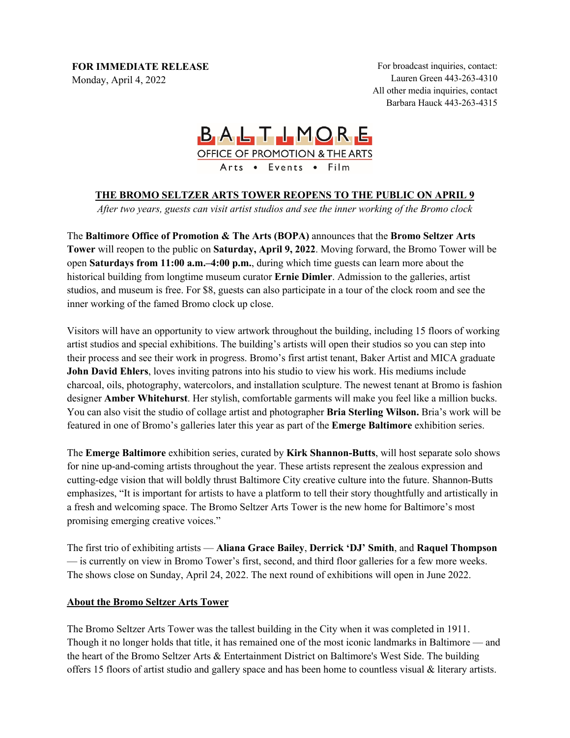**FOR IMMEDIATE RELEASE**
Monday, April 4, 2022

For broadcast inquiries, contact:
Lauren Green 443-263-4310
All other media inquiries, contact
Barbara Hauck 443-263-4315

BALTIMORE
OFFICE OF PROMOTION & THE ARTS
Arts • Events • Film

# THE BROMO SELTZER ARTS TOWER REOPENS TO THE PUBLIC ON APRIL 9

*After two years, guests can visit artist studios and see the inner working of the Bromo clock*

The **Baltimore Office of Promotion & The Arts (BOPA)** announces that the **Bromo Seltzer Arts Tower** will reopen to the public on **Saturday, April 9, 2022**. Moving forward, the Bromo Tower will be open **Saturdays from 11:00 a.m.–4:00 p.m.**, during which time guests can learn more about the historical building from longtime museum curator **Ernie Dimler**. Admission to the galleries, artist studios, and museum is free. For $8, guests can also participate in a tour of the clock room and see the inner working of the famed Bromo clock up close.

Visitors will have an opportunity to view artwork throughout the building, including 15 floors of working artist studios and special exhibitions. The building's artists will open their studios so you can step into their process and see their work in progress. Bromo's first artist tenant, Baker Artist and MICA graduate **John David Ehlers**, loves inviting patrons into his studio to view his work. His mediums include charcoal, oils, photography, watercolors, and installation sculpture. The newest tenant at Bromo is fashion designer **Amber Whitehurst**. Her stylish, comfortable garments will make you feel like a million bucks. You can also visit the studio of collage artist and photographer **Bria Sterling Wilson.** Bria's work will be featured in one of Bromo's galleries later this year as part of the **Emerge Baltimore** exhibition series.

The **Emerge Baltimore** exhibition series, curated by **Kirk Shannon-Butts**, will host separate solo shows for nine up-and-coming artists throughout the year. These artists represent the zealous expression and cutting-edge vision that will boldly thrust Baltimore City creative culture into the future. Shannon-Butts emphasizes, "It is important for artists to have a platform to tell their story thoughtfully and artistically in a fresh and welcoming space. The Bromo Seltzer Arts Tower is the new home for Baltimore's most promising emerging creative voices."

The first trio of exhibiting artists — **Aliana Grace Bailey**, **Derrick 'DJ' Smith**, and **Raquel Thompson** — is currently on view in Bromo Tower's first, second, and third floor galleries for a few more weeks. The shows close on Sunday, April 24, 2022. The next round of exhibitions will open in June 2022.

## About the Bromo Seltzer Arts Tower

The Bromo Seltzer Arts Tower was the tallest building in the City when it was completed in 1911. Though it no longer holds that title, it has remained one of the most iconic landmarks in Baltimore — and the heart of the Bromo Seltzer Arts & Entertainment District on Baltimore's West Side. The building offers 15 floors of artist studio and gallery space and has been home to countless visual & literary artists.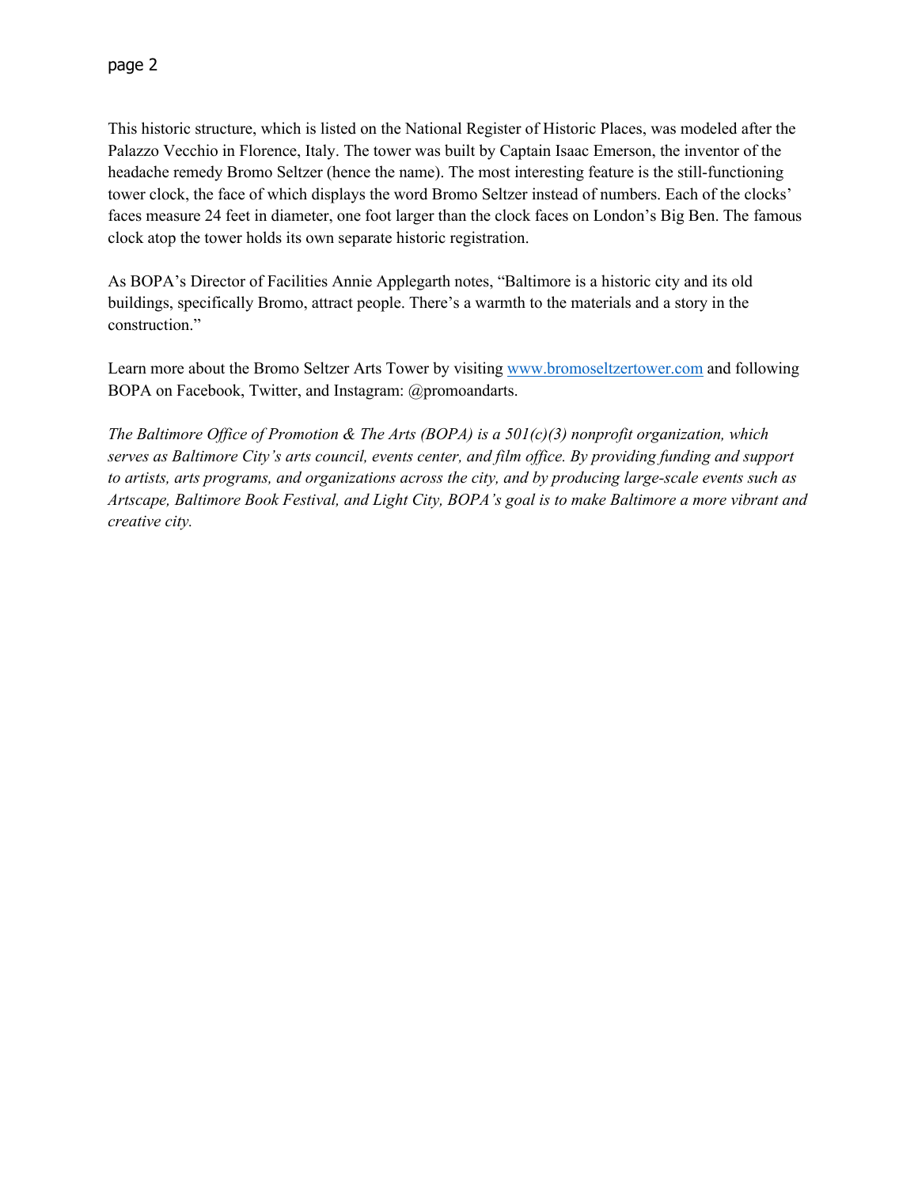This historic structure, which is listed on the National Register of Historic Places, was modeled after the Palazzo Vecchio in Florence, Italy. The tower was built by Captain Isaac Emerson, the inventor of the headache remedy Bromo Seltzer (hence the name). The most interesting feature is the still-functioning tower clock, the face of which displays the word Bromo Seltzer instead of numbers. Each of the clocks' faces measure 24 feet in diameter, one foot larger than the clock faces on London's Big Ben. The famous clock atop the tower holds its own separate historic registration.

As BOPA's Director of Facilities Annie Applegarth notes, "Baltimore is a historic city and its old buildings, specifically Bromo, attract people. There's a warmth to the materials and a story in the construction."

Learn more about the Bromo Seltzer Arts Tower by visiting [www.bromoseltzertower.com](http://www.bromoseltzertower.com) and following BOPA on Facebook, Twitter, and Instagram: @promoandarts.

*The Baltimore Office of Promotion & The Arts (BOPA) is a 501(c)(3) nonprofit organization, which serves as Baltimore City's arts council, events center, and film office. By providing funding and support to artists, arts programs, and organizations across the city, and by producing large-scale events such as Artscape, Baltimore Book Festival, and Light City, BOPA's goal is to make Baltimore a more vibrant and creative city.*